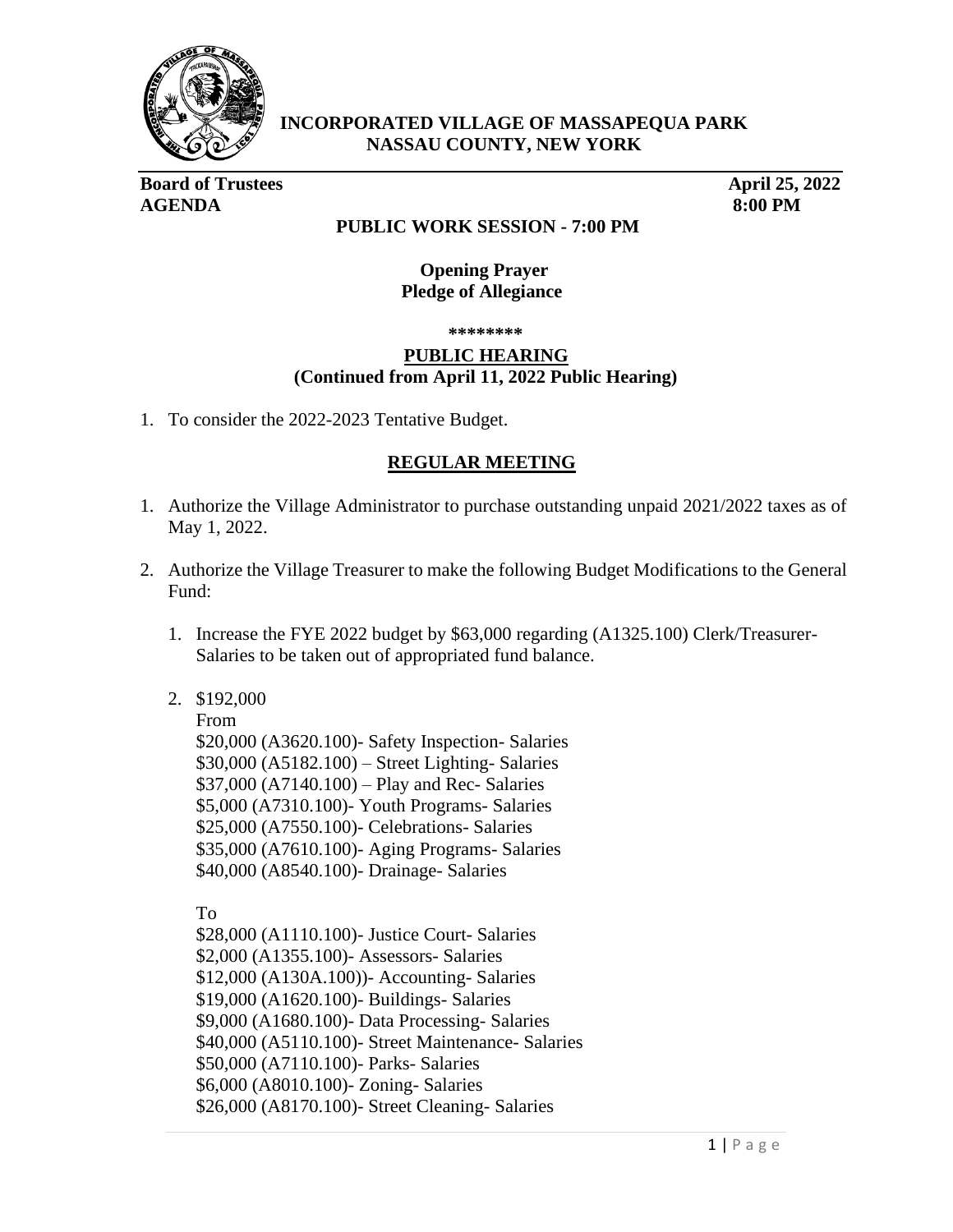**INCORPORATED VILLAGE OF MASSAPEQUA PARK**
**NASSAU COUNTY, NEW YORK**

**Board of Trustees** **April 25, 2022**
**AGENDA** **8:00 PM**

**PUBLIC WORK SESSION - 7:00 PM**

**Opening Prayer**
**Pledge of Allegiance**

**********

## PUBLIC HEARING
**(Continued from April 11, 2022 Public Hearing)**

1. To consider the 2022-2023 Tentative Budget.

## REGULAR MEETING

1. Authorize the Village Administrator to purchase outstanding unpaid 2021/2022 taxes as of May 1, 2022.

2. Authorize the Village Treasurer to make the following Budget Modifications to the General Fund:

   1. Increase the FYE 2022 budget by $63,000 regarding (A1325.100) Clerk/Treasurer-Salaries to be taken out of appropriated fund balance.

   2. $192,000

      From
      $20,000 (A3620.100)- Safety Inspection- Salaries
      $30,000 (A5182.100) – Street Lighting- Salaries
      $37,000 (A7140.100) – Play and Rec- Salaries
      $5,000 (A7310.100)- Youth Programs- Salaries
      $25,000 (A7550.100)- Celebrations- Salaries
      $35,000 (A7610.100)- Aging Programs- Salaries
      $40,000 (A8540.100)- Drainage- Salaries

      To
      $28,000 (A1110.100)- Justice Court- Salaries
      $2,000 (A1355.100)- Assessors- Salaries
      $12,000 (A130A.100))- Accounting- Salaries
      $19,000 (A1620.100)- Buildings- Salaries
      $9,000 (A1680.100)- Data Processing- Salaries
      $40,000 (A5110.100)- Street Maintenance- Salaries
      $50,000 (A7110.100)- Parks- Salaries
      $6,000 (A8010.100)- Zoning- Salaries
      $26,000 (A8170.100)- Street Cleaning- Salaries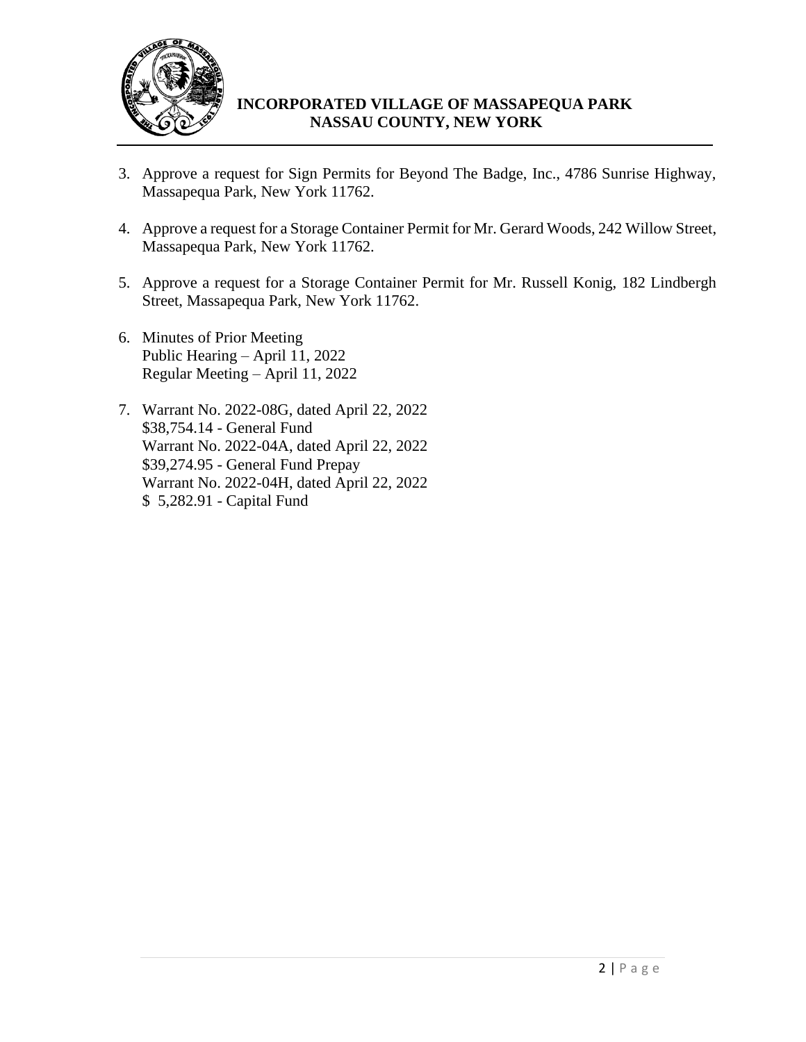**INCORPORATED VILLAGE OF MASSAPEQUA PARK**
**NASSAU COUNTY, NEW YORK**

3. Approve a request for Sign Permits for Beyond The Badge, Inc., 4786 Sunrise Highway, Massapequa Park, New York 11762.

4. Approve a request for a Storage Container Permit for Mr. Gerard Woods, 242 Willow Street, Massapequa Park, New York 11762.

5. Approve a request for a Storage Container Permit for Mr. Russell Konig, 182 Lindbergh Street, Massapequa Park, New York 11762.

6. Minutes of Prior Meeting
   Public Hearing – April 11, 2022
   Regular Meeting – April 11, 2022

7. Warrant No. 2022-08G, dated April 22, 2022
   $38,754.14 - General Fund
   Warrant No. 2022-04A, dated April 22, 2022
   $39,274.95 - General Fund Prepay
   Warrant No. 2022-04H, dated April 22, 2022
   $ 5,282.91 - Capital Fund